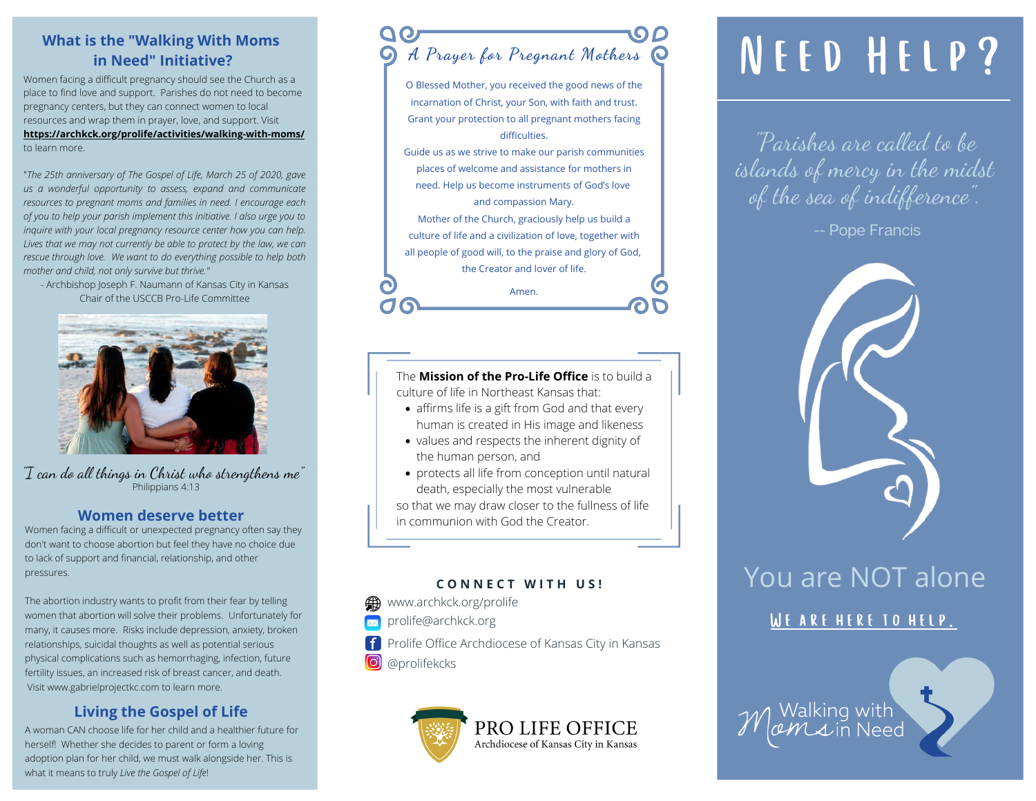## What is the "Walking With Moms in Need" Initiative?

Women facing a difficult pregnancy should see the Church as a place to find love and support. Parishes do not need to become pregnancy centers, but they can connect women to local resources and wrap them in prayer, love, and support. Visit **https://archkck.org/prolife/activities/walking-with-moms/** to learn more.

"*The 25th anniversary of The Gospel of Life, March 25 of 2020, gave us a wonderful opportunity to assess, expand and communicate resources to pregnant moms and families in need. I encourage each of you to help your parish implement this initiative. I also urge you to inquire with your local pregnancy resource center how you can help. Lives that we may not currently be able to protect by the law, we can rescue through love. We want to do everything possible to help both mother and child, not only survive but thrive.*"

- Archbishop Joseph F. Naumann of Kansas City in Kansas
Chair of the USCCB Pro-Life Committee

"I can do all things in Christ who strengthens me"
Philippians 4:13

## Women deserve better

Women facing a difficult or unexpected pregnancy often say they don't want to choose abortion but feel they have no choice due to lack of support and financial, relationship, and other pressures.

The abortion industry wants to profit from their fear by telling women that abortion will solve their problems. Unfortunately for many, it causes more. Risks include depression, anxiety, broken relationships, suicidal thoughts as well as potential serious physical complications such as hemorrhaging, infection, future fertility issues, an increased risk of breast cancer, and death. Visit www.gabrielprojectkc.com to learn more.

## Living the Gospel of Life

A woman CAN choose life for her child and a healthier future for herself! Whether she decides to parent or form a loving adoption plan for her child, we must walk alongside her. This is what it means to truly *Live the Gospel of Life*!

## A Prayer for Pregnant Mothers

O Blessed Mother, you received the good news of the incarnation of Christ, your Son, with faith and trust. Grant your protection to all pregnant mothers facing difficulties.
Guide us as we strive to make our parish communities places of welcome and assistance for mothers in need. Help us become instruments of God's love and compassion Mary.
Mother of the Church, graciously help us build a culture of life and a civilization of love, together with all people of good will, to the praise and glory of God, the Creator and lover of life.

Amen.

The **Mission of the Pro-Life Office** is to build a culture of life in Northeast Kansas that:

- affirms life is a gift from God and that every human is created in His image and likeness
- values and respects the inherent dignity of the human person, and
- protects all life from conception until natural death, especially the most vulnerable

so that we may draw closer to the fullness of life in communion with God the Creator.

### CONNECT WITH US!

- www.archkck.org/prolife
- prolife@archkck.org
- Prolife Office Archdiocese of Kansas City in Kansas
- @prolifekcks

PRO LIFE OFFICE
Archdiocese of Kansas City in Kansas

# NEED HELP?

"Parishes are called to be islands of mercy in the midst of the sea of indifference".

-- Pope Francis

You are NOT alone

WE ARE HERE TO HELP.

Walking with Moms in Need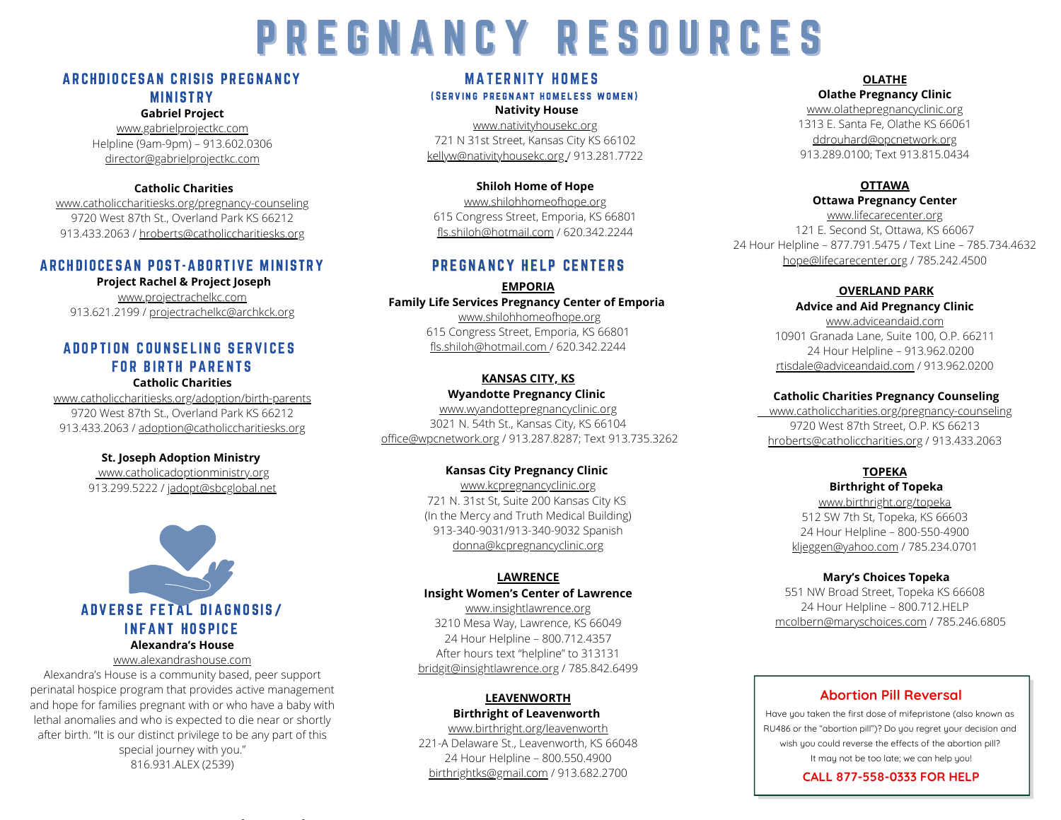# PREGNANCY RESOURCES

## ARCHDIOCESAN CRISIS PREGNANCY MINISTRY

**Gabriel Project**
www.gabrielprojectkc.com
Helpline (9am-9pm) – 913.602.0306
director@gabrielprojectkc.com

**Catholic Charities**
www.catholiccharitiesks.org/pregnancy-counseling
9720 West 87th St., Overland Park KS 66212
913.433.2063 / hroberts@catholiccharitiesks.org

## ARCHDIOCESAN POST-ABORTIVE MINISTRY

**Project Rachel & Project Joseph**
www.projectrachelkc.com
913.621.2199 / projectrachelkc@archkck.org

## ADOPTION COUNSELING SERVICES FOR BIRTH PARENTS

**Catholic Charities**
www.catholiccharitiesks.org/adoption/birth-parents
9720 West 87th St., Overland Park KS 66212
913.433.2063 / adoption@catholiccharitiesks.org

**St. Joseph Adoption Ministry**
www.catholicadoptionministry.org
913.299.5222 / jadopt@sbcglobal.net

## ADVERSE FETAL DIAGNOSIS/ INFANT HOSPICE

**Alexandra's House**
www.alexandrashouse.com
Alexandra's House is a community based, peer support perinatal hospice program that provides active management and hope for families pregnant with or who have a baby with lethal anomalies and who is expected to die near or shortly after birth. "It is our distinct privilege to be any part of this special journey with you."
816.931.ALEX (2539)

## MATERNITY HOMES

(Serving pregnant homeless women)

**Nativity House**
www.nativityhousekc.org
721 N 31st Street, Kansas City KS 66102
kellyw@nativityhousekc.org / 913.281.7722

**Shiloh Home of Hope**
www.shilohhomeofhope.org
615 Congress Street, Emporia, KS 66801
fls.shiloh@hotmail.com / 620.342.2244

## PREGNANCY HELP CENTERS

**EMPORIA**

**Family Life Services Pregnancy Center of Emporia**
www.shilohhomeofhope.org
615 Congress Street, Emporia, KS 66801
fls.shiloh@hotmail.com / 620.342.2244

**KANSAS CITY, KS**

**Wyandotte Pregnancy Clinic**
www.wyandottepregnancyclinic.org
3021 N. 54th St., Kansas City, KS 66104
office@wpcnetwork.org / 913.287.8287; Text 913.735.3262

**Kansas City Pregnancy Clinic**
www.kcpregnancyclinic.org
721 N. 31st St, Suite 200 Kansas City KS
(In the Mercy and Truth Medical Building)
913-340-9031/913-340-9032 Spanish
donna@kcpregnancyclinic.org

**LAWRENCE**

**Insight Women's Center of Lawrence**
www.insightlawrence.org
3210 Mesa Way, Lawrence, KS 66049
24 Hour Helpline – 800.712.4357
After hours text "helpline" to 313131
bridgit@insightlawrence.org / 785.842.6499

**LEAVENWORTH**

**Birthright of Leavenworth**
www.birthright.org/leavenworth
221-A Delaware St., Leavenworth, KS 66048
24 Hour Helpline – 800.550.4900
birthrightks@gmail.com / 913.682.2700

**OLATHE**

**Olathe Pregnancy Clinic**
www.olathepregnancyclinic.org
1313 E. Santa Fe, Olathe KS 66061
ddrouhard@opcnetwork.org
913.289.0100; Text 913.815.0434

**OTTAWA**

**Ottawa Pregnancy Center**
www.lifecarecenter.org
121 E. Second St, Ottawa, KS 66067
24 Hour Helpline – 877.791.5475 / Text Line – 785.734.4632
hope@lifecarecenter.org / 785.242.4500

**OVERLAND PARK**

**Advice and Aid Pregnancy Clinic**
www.adviceandaid.com
10901 Granada Lane, Suite 100, O.P. 66211
24 Hour Helpline – 913.962.0200
rtisdale@adviceandaid.com / 913.962.0200

**Catholic Charities Pregnancy Counseling**
www.catholiccharities.org/pregnancy-counseling
9720 West 87th Street, O.P. KS 66213
hroberts@catholiccharities.org / 913.433.2063

**TOPEKA**

**Birthright of Topeka**
www.birthright.org/topeka
512 SW 7th St, Topeka, KS 66603
24 Hour Helpline – 800-550-4900
kljeggen@yahoo.com / 785.234.0701

**Mary's Choices Topeka**
551 NW Broad Street, Topeka KS 66608
24 Hour Helpline – 800.712.HELP
mcolbern@maryschoices.com / 785.246.6805

### Abortion Pill Reversal

Have you taken the first dose of mifepristone (also known as RU486 or the "abortion pill")? Do you regret your decision and wish you could reverse the effects of the abortion pill? It may not be too late; we can help you!

**CALL 877-558-0333 FOR HELP**